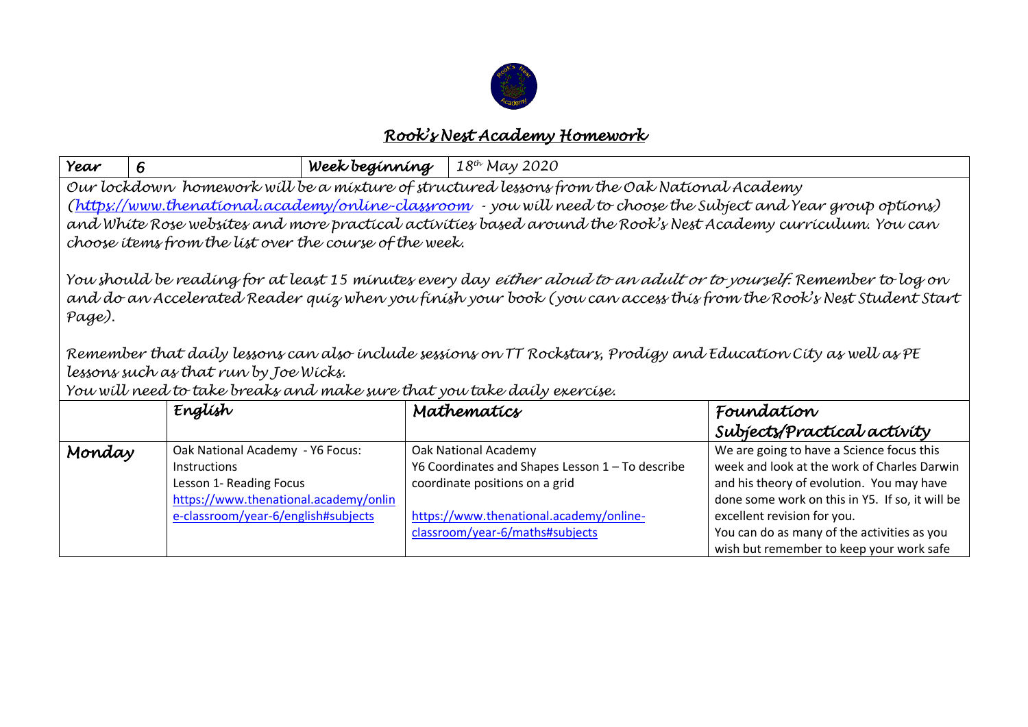# Rook's Nest Academy Homework

| Year | 6 | Week beginning | $18^{th}$ May 2020 |
| --- | --- | --- | --- |

Our lockdown homework will be a mixture of structured lessons from the Oak National Academy (https://www.thenational.academy/online-classroom - you will need to choose the Subject and Year group options) and White Rose websites and more practical activities based around the Rook's Nest Academy curriculum. You can choose items from the list over the course of the week.

You should be reading for at least 15 minutes every day either aloud to an adult or to yourself. Remember to log on and do an Accelerated Reader quiz when you finish your book (you can access this from the Rook's Nest Student Start Page).

Remember that daily lessons can also include sessions on TT Rockstars, Prodigy and Education City as well as PE lessons such as that run by Joe Wicks.
You will need to take breaks and make sure that you take daily exercise.

| | English | Mathematics | Foundation Subjects/Practical activity |
| --- | --- | --- | --- |
| Monday | Oak National Academy - Y6 Focus: Instructions<br>Lesson 1- Reading Focus<br>https://www.thenational.academy/online-classroom/year-6/english#subjects | Oak National Academy<br>Y6 Coordinates and Shapes Lesson 1 – To describe coordinate positions on a grid<br><br>https://www.thenational.academy/online-classroom/year-6/maths#subjects | We are going to have a Science focus this week and look at the work of Charles Darwin and his theory of evolution. You may have done some work on this in Y5. If so, it will be excellent revision for you.<br>You can do as many of the activities as you wish but remember to keep your work safe |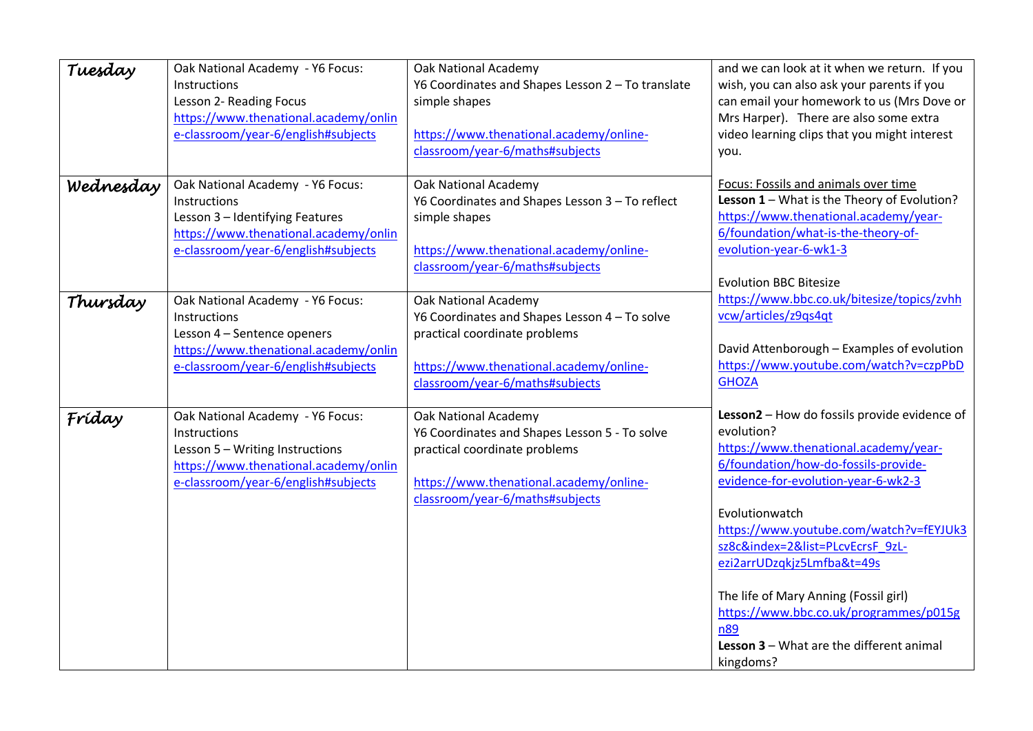| | | | |
|---|---|---|---|
| *Tuesday* | Oak National Academy - Y6 Focus: Instructions<br>Lesson 2- Reading Focus<br>https://www.thenational.academy/online-classroom/year-6/english#subjects | Oak National Academy<br>Y6 Coordinates and Shapes Lesson 2 – To translate simple shapes<br><br>https://www.thenational.academy/online-classroom/year-6/maths#subjects | and we can look at it when we return. If you wish, you can also ask your parents if you can email your homework to us (Mrs Dove or Mrs Harper). There are also some extra video learning clips that you might interest you.<br><br>Focus: Fossils and animals over time<br>**Lesson 1** – What is the Theory of Evolution?<br>https://www.thenational.academy/year-6/foundation/what-is-the-theory-of-evolution-year-6-wk1-3<br><br>Evolution BBC Bitesize<br>https://www.bbc.co.uk/bitesize/topics/zvhhvcw/articles/z9qs4qt<br><br>David Attenborough – Examples of evolution<br>https://www.youtube.com/watch?v=czpPbDGHOZA<br><br>**Lesson2** – How do fossils provide evidence of evolution?<br>https://www.thenational.academy/year-6/foundation/how-do-fossils-provide-evidence-for-evolution-year-6-wk2-3<br><br>Evolutionwatch<br>https://www.youtube.com/watch?v=fEYJUk3sz8c&index=2&list=PLcvEcrsF_9zL-ezi2arrUDzqkjz5Lmfba&t=49s<br><br>The life of Mary Anning (Fossil girl)<br>https://www.bbc.co.uk/programmes/p015gn89<br>**Lesson 3** – What are the different animal kingdoms? |
| *Wednesday* | Oak National Academy - Y6 Focus: Instructions<br>Lesson 3 – Identifying Features<br>https://www.thenational.academy/online-classroom/year-6/english#subjects | Oak National Academy<br>Y6 Coordinates and Shapes Lesson 3 – To reflect simple shapes<br><br>https://www.thenational.academy/online-classroom/year-6/maths#subjects | |
| *Thursday* | Oak National Academy - Y6 Focus: Instructions<br>Lesson 4 – Sentence openers<br>https://www.thenational.academy/online-classroom/year-6/english#subjects | Oak National Academy<br>Y6 Coordinates and Shapes Lesson 4 – To solve practical coordinate problems<br><br>https://www.thenational.academy/online-classroom/year-6/maths#subjects | |
| *Friday* | Oak National Academy - Y6 Focus: Instructions<br>Lesson 5 – Writing Instructions<br>https://www.thenational.academy/online-classroom/year-6/english#subjects | Oak National Academy<br>Y6 Coordinates and Shapes Lesson 5 - To solve practical coordinate problems<br><br>https://www.thenational.academy/online-classroom/year-6/maths#subjects | |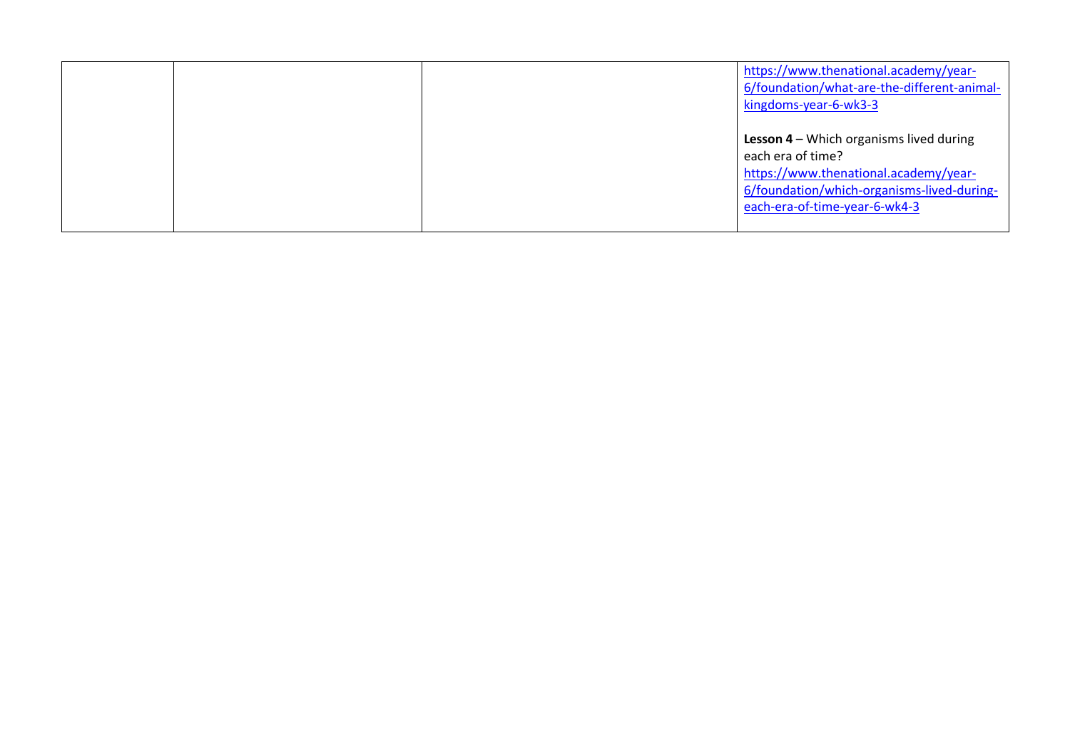| | | | |
|---|---|---|---|
| | | | https://www.thenational.academy/year-6/foundation/what-are-the-different-animal-kingdoms-year-6-wk3-3<br><br>**Lesson 4** – Which organisms lived during each era of time?<br>https://www.thenational.academy/year-6/foundation/which-organisms-lived-during-each-era-of-time-year-6-wk4-3 |